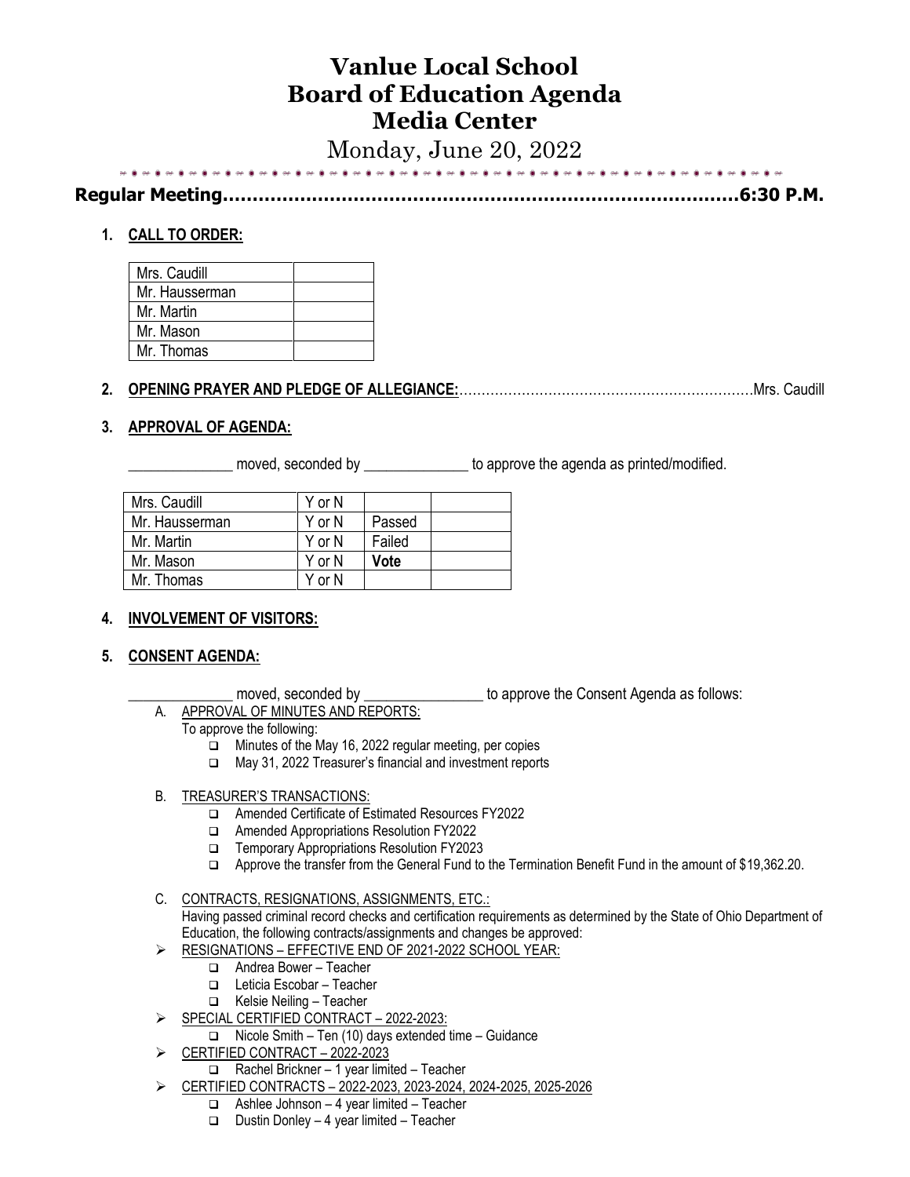# Vanlue Local School
# Board of Education Agenda
# Media Center

Monday, June 20, 2022

**Regular Meeting……………………………………………………………………………6:30 P.M.**

1. **CALL TO ORDER:**

| Mrs. Caudill | |
|---|---|
| Mr. Hausserman | |
| Mr. Martin | |
| Mr. Mason | |
| Mr. Thomas | |

2. **OPENING PRAYER AND PLEDGE OF ALLEGIANCE:**…………………………………………………………Mrs. Caudill

3. **APPROVAL OF AGENDA:**

______________ moved, seconded by ______________ to approve the agenda as printed/modified.

| Mrs. Caudill | Y or N | | |
|---|---|---|---|
| Mr. Hausserman | Y or N | Passed | |
| Mr. Martin | Y or N | Failed | |
| Mr. Mason | Y or N | **Vote** | |
| Mr. Thomas | Y or N | | |

4. **INVOLVEMENT OF VISITORS:**

5. **CONSENT AGENDA:**

______________ moved, seconded by ________________ to approve the Consent Agenda as follows:

A. APPROVAL OF MINUTES AND REPORTS:
   To approve the following:
   - Minutes of the May 16, 2022 regular meeting, per copies
   - May 31, 2022 Treasurer's financial and investment reports

B. TREASURER'S TRANSACTIONS:
   - Amended Certificate of Estimated Resources FY2022
   - Amended Appropriations Resolution FY2022
   - Temporary Appropriations Resolution FY2023
   - Approve the transfer from the General Fund to the Termination Benefit Fund in the amount of $19,362.20.

C. CONTRACTS, RESIGNATIONS, ASSIGNMENTS, ETC.:
   Having passed criminal record checks and certification requirements as determined by the State of Ohio Department of Education, the following contracts/assignments and changes be approved:

- RESIGNATIONS – EFFECTIVE END OF 2021-2022 SCHOOL YEAR:
  - Andrea Bower – Teacher
  - Leticia Escobar – Teacher
  - Kelsie Neiling – Teacher
- SPECIAL CERTIFIED CONTRACT – 2022-2023:
  - Nicole Smith – Ten (10) days extended time – Guidance
- CERTIFIED CONTRACT – 2022-2023
  - Rachel Brickner – 1 year limited – Teacher
- CERTIFIED CONTRACTS – 2022-2023, 2023-2024, 2024-2025, 2025-2026
  - Ashlee Johnson – 4 year limited – Teacher
  - Dustin Donley – 4 year limited – Teacher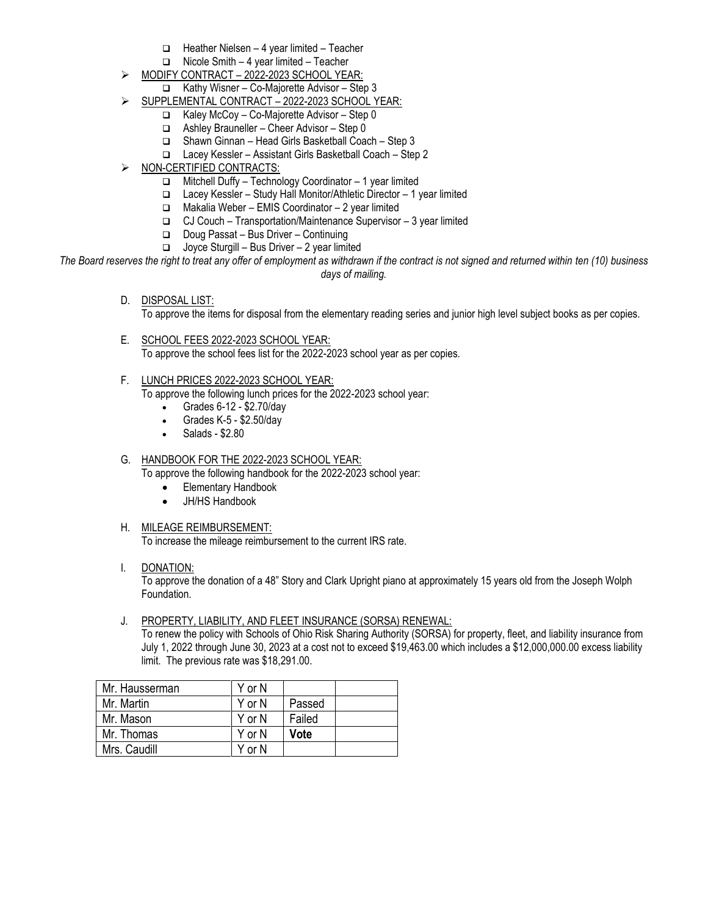- Heather Nielsen – 4 year limited – Teacher
  - Nicole Smith – 4 year limited – Teacher
- MODIFY CONTRACT – 2022-2023 SCHOOL YEAR:
  - Kathy Wisner – Co-Majorette Advisor – Step 3
- SUPPLEMENTAL CONTRACT – 2022-2023 SCHOOL YEAR:
  - Kaley McCoy – Co-Majorette Advisor – Step 0
  - Ashley Brauneller – Cheer Advisor – Step 0
  - Shawn Ginnan – Head Girls Basketball Coach – Step 3
  - Lacey Kessler – Assistant Girls Basketball Coach – Step 2
- NON-CERTIFIED CONTRACTS:
  - Mitchell Duffy – Technology Coordinator – 1 year limited
  - Lacey Kessler – Study Hall Monitor/Athletic Director – 1 year limited
  - Makalia Weber – EMIS Coordinator – 2 year limited
  - CJ Couch – Transportation/Maintenance Supervisor – 3 year limited
  - Doug Passat – Bus Driver – Continuing
  - Joyce Sturgill – Bus Driver – 2 year limited

*The Board reserves the right to treat any offer of employment as withdrawn if the contract is not signed and returned within ten (10) business days of mailing.*

D. DISPOSAL LIST:
To approve the items for disposal from the elementary reading series and junior high level subject books as per copies.

E. SCHOOL FEES 2022-2023 SCHOOL YEAR:
To approve the school fees list for the 2022-2023 school year as per copies.

F. LUNCH PRICES 2022-2023 SCHOOL YEAR:
To approve the following lunch prices for the 2022-2023 school year:
- Grades 6-12 - $2.70/day
- Grades K-5 - $2.50/day
- Salads - $2.80

G. HANDBOOK FOR THE 2022-2023 SCHOOL YEAR:
To approve the following handbook for the 2022-2023 school year:
- Elementary Handbook
- JH/HS Handbook

H. MILEAGE REIMBURSEMENT:
To increase the mileage reimbursement to the current IRS rate.

I. DONATION:
To approve the donation of a 48" Story and Clark Upright piano at approximately 15 years old from the Joseph Wolph Foundation.

J. PROPERTY, LIABILITY, AND FLEET INSURANCE (SORSA) RENEWAL:
To renew the policy with Schools of Ohio Risk Sharing Authority (SORSA) for property, fleet, and liability insurance from July 1, 2022 through June 30, 2023 at a cost not to exceed $19,463.00 which includes a $12,000,000.00 excess liability limit. The previous rate was $18,291.00.

| | | | |
|---|---|---|---|
| Mr. Hausserman | Y or N | | |
| Mr. Martin | Y or N | Passed | |
| Mr. Mason | Y or N | Failed | |
| Mr. Thomas | Y or N | **Vote** | |
| Mrs. Caudill | Y or N | | |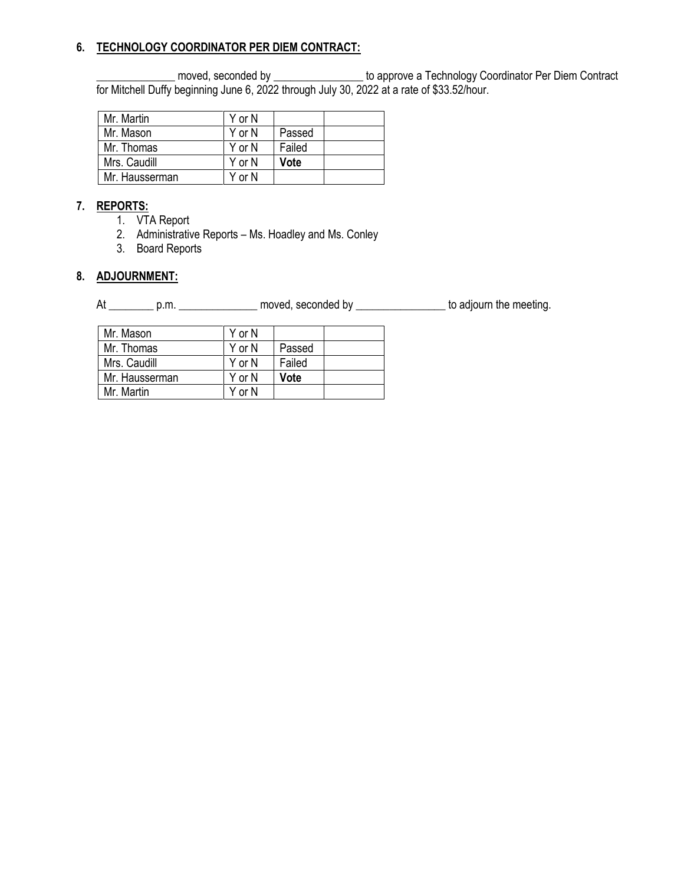## 6. TECHNOLOGY COORDINATOR PER DIEM CONTRACT:

______________ moved, seconded by ________________ to approve a Technology Coordinator Per Diem Contract for Mitchell Duffy beginning June 6, 2022 through July 30, 2022 at a rate of $33.52/hour.

| | | | |
|---|---|---|---|
| Mr. Martin | Y or N | | |
| Mr. Mason | Y or N | Passed | |
| Mr. Thomas | Y or N | Failed | |
| Mrs. Caudill | Y or N | **Vote** | |
| Mr. Hausserman | Y or N | | |

## 7. REPORTS:

1. VTA Report
2. Administrative Reports – Ms. Hoadley and Ms. Conley
3. Board Reports

## 8. ADJOURNMENT:

At ________ p.m. ______________ moved, seconded by ________________ to adjourn the meeting.

| | | | |
|---|---|---|---|
| Mr. Mason | Y or N | | |
| Mr. Thomas | Y or N | Passed | |
| Mrs. Caudill | Y or N | Failed | |
| Mr. Hausserman | Y or N | **Vote** | |
| Mr. Martin | Y or N | | |